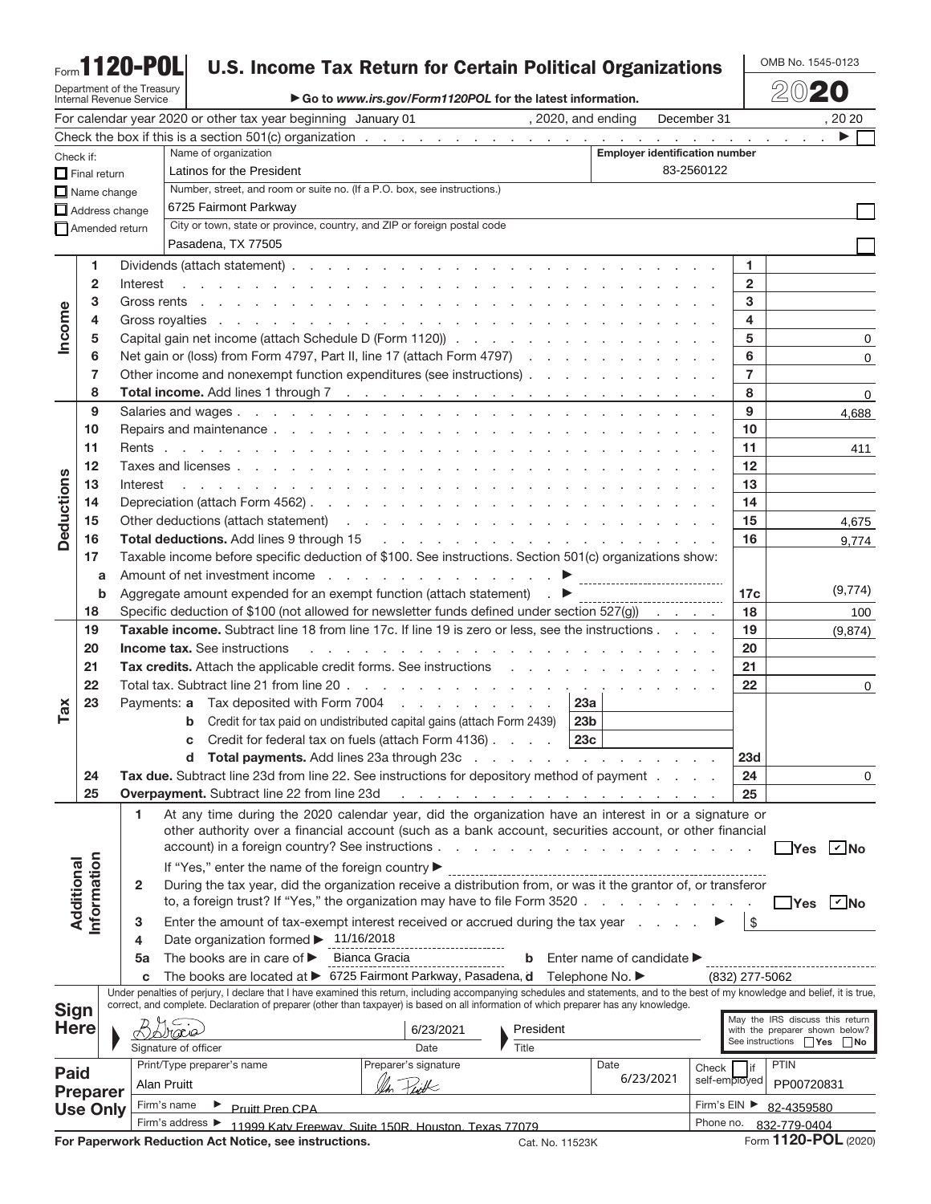Form **1120-POL**

Department of the Treasury
Internal Revenue Service

# U.S. Income Tax Return for Certain Political Organizations

▶ Go to *www.irs.gov/Form1120POL* for the latest information.

OMB No. 1545-0123

**2020**

For calendar year 2020 or other tax year beginning January 01 , 2020, and ending December 31 , 20 20

Check the box if this is a section 501(c) organization . . . . . ▶ ☐

| Check if: | | |
|---|---|---|
| ☐ Final return | Name of organization: Latinos for the President | Employer identification number: 83-2560122 |
| ☐ Name change | Number, street, and room or suite no. (If a P.O. box, see instructions.): 6725 Fairmont Parkway | ☐ |
| ☐ Address change | City or town, state or province, country, and ZIP or foreign postal code: Pasadena, TX 77505 | ☐ |
| ☐ Amended return | | |

## Income

| Line | Description | Line | Amount |
|---|---|---|---|
| 1 | Dividends (attach statement) | 1 | |
| 2 | Interest | 2 | |
| 3 | Gross rents | 3 | |
| 4 | Gross royalties | 4 | |
| 5 | Capital gain net income (attach Schedule D (Form 1120)) | 5 | 0 |
| 6 | Net gain or (loss) from Form 4797, Part II, line 17 (attach Form 4797) | 6 | 0 |
| 7 | Other income and nonexempt function expenditures (see instructions) | 7 | |
| 8 | **Total income.** Add lines 1 through 7 | 8 | 0 |

## Deductions

| Line | Description | Line | Amount |
|---|---|---|---|
| 9 | Salaries and wages | 9 | 4,688 |
| 10 | Repairs and maintenance | 10 | |
| 11 | Rents | 11 | 411 |
| 12 | Taxes and licenses | 12 | |
| 13 | Interest | 13 | |
| 14 | Depreciation (attach Form 4562) | 14 | |
| 15 | Other deductions (attach statement) | 15 | 4,675 |
| 16 | **Total deductions.** Add lines 9 through 15 | 16 | 9,774 |
| 17 | Taxable income before specific deduction of $100. See instructions. Section 501(c) organizations show: | | |
| a | Amount of net investment income ▶ | | |
| b | Aggregate amount expended for an exempt function (attach statement) ▶ | 17c | (9,774) |
| 18 | Specific deduction of $100 (not allowed for newsletter funds defined under section 527(g)) | 18 | 100 |

## Tax

| Line | Description | Line | Amount |
|---|---|---|---|
| 19 | **Taxable income.** Subtract line 18 from line 17c. If line 19 is zero or less, see the instructions | 19 | (9,874) |
| 20 | **Income tax.** See instructions | 20 | |
| 21 | **Tax credits.** Attach the applicable credit forms. See instructions | 21 | |
| 22 | Total tax. Subtract line 21 from line 20 | 22 | 0 |
| 23 | Payments: **a** Tax deposited with Form 7004 | 23a | |
| | **b** Credit for tax paid on undistributed capital gains (attach Form 2439) | 23b | |
| | **c** Credit for federal tax on fuels (attach Form 4136) | 23c | |
| | **d Total payments.** Add lines 23a through 23c | 23d | |
| 24 | **Tax due.** Subtract line 23d from line 22. See instructions for depository method of payment | 24 | 0 |
| 25 | **Overpayment.** Subtract line 22 from line 23d | 25 | |

## Additional Information

1. At any time during the 2020 calendar year, did the organization have an interest in or a signature or other authority over a financial account (such as a bank account, securities account, or other financial account) in a foreign country? See instructions . . . ☐ Yes ☑ No

   If "Yes," enter the name of the foreign country ▶

2. During the tax year, did the organization receive a distribution from, or was it the grantor of, or transferor to, a foreign trust? If "Yes," the organization may have to file Form 3520 . . . ☐ Yes ☑ No

3. Enter the amount of tax-exempt interest received or accrued during the tax year ▶ $

4. Date organization formed ▶ 11/16/2018

5a. The books are in care of ▶ Bianca Gracia **b** Enter name of candidate ▶

**c** The books are located at ▶ 6725 Fairmont Parkway, Pasadena, **d** Telephone No. ▶ (832) 277-5062

## Sign Here

Under penalties of perjury, I declare that I have examined this return, including accompanying schedules and statements, and to the best of my knowledge and belief, it is true, correct, and complete. Declaration of preparer (other than taxpayer) is based on all information of which preparer has any knowledge.

| Signature of officer | Date | Title |
|---|---|---|
| B Gracia | 6/23/2021 | President |

May the IRS discuss this return with the preparer shown below? See instructions ☐ Yes ☐ No

## Paid Preparer Use Only

| Print/Type preparer's name | Preparer's signature | Date | Check ☐ if self-employed | PTIN |
|---|---|---|---|---|
| Alan Pruitt | Alan Pruitt | 6/23/2021 | | PP00720831 |

Firm's name ▶ Pruitt Prep CPA — Firm's EIN ▶ 82-4359580

Firm's address ▶ 11999 Katy Freeway, Suite 150R, Houston, Texas 77079 — Phone no. 832-779-0404

**For Paperwork Reduction Act Notice, see instructions.** Cat. No. 11523K Form **1120-POL** (2020)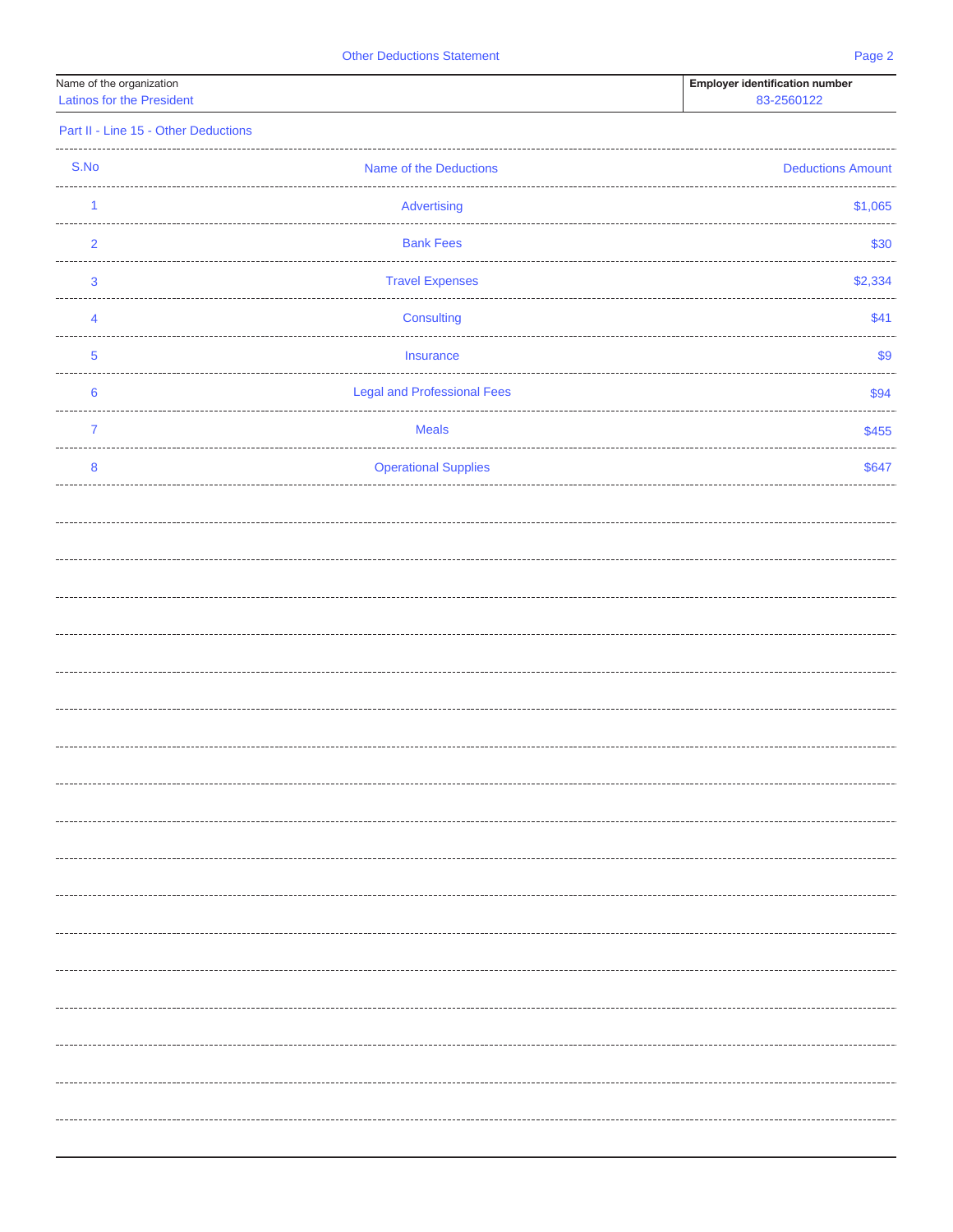# Other Deductions Statement

| Name of the organization | Employer identification number |
| --- | --- |
| Latinos for the President | 83-2560122 |

## Part II - Line 15 - Other Deductions

| S.No | Name of the Deductions | Deductions Amount |
| --- | --- | --- |
| 1 | Advertising | $1,065 |
| 2 | Bank Fees | $30 |
| 3 | Travel Expenses | $2,334 |
| 4 | Consulting | $41 |
| 5 | Insurance | $9 |
| 6 | Legal and Professional Fees | $94 |
| 7 | Meals | $455 |
| 8 | Operational Supplies | $647 |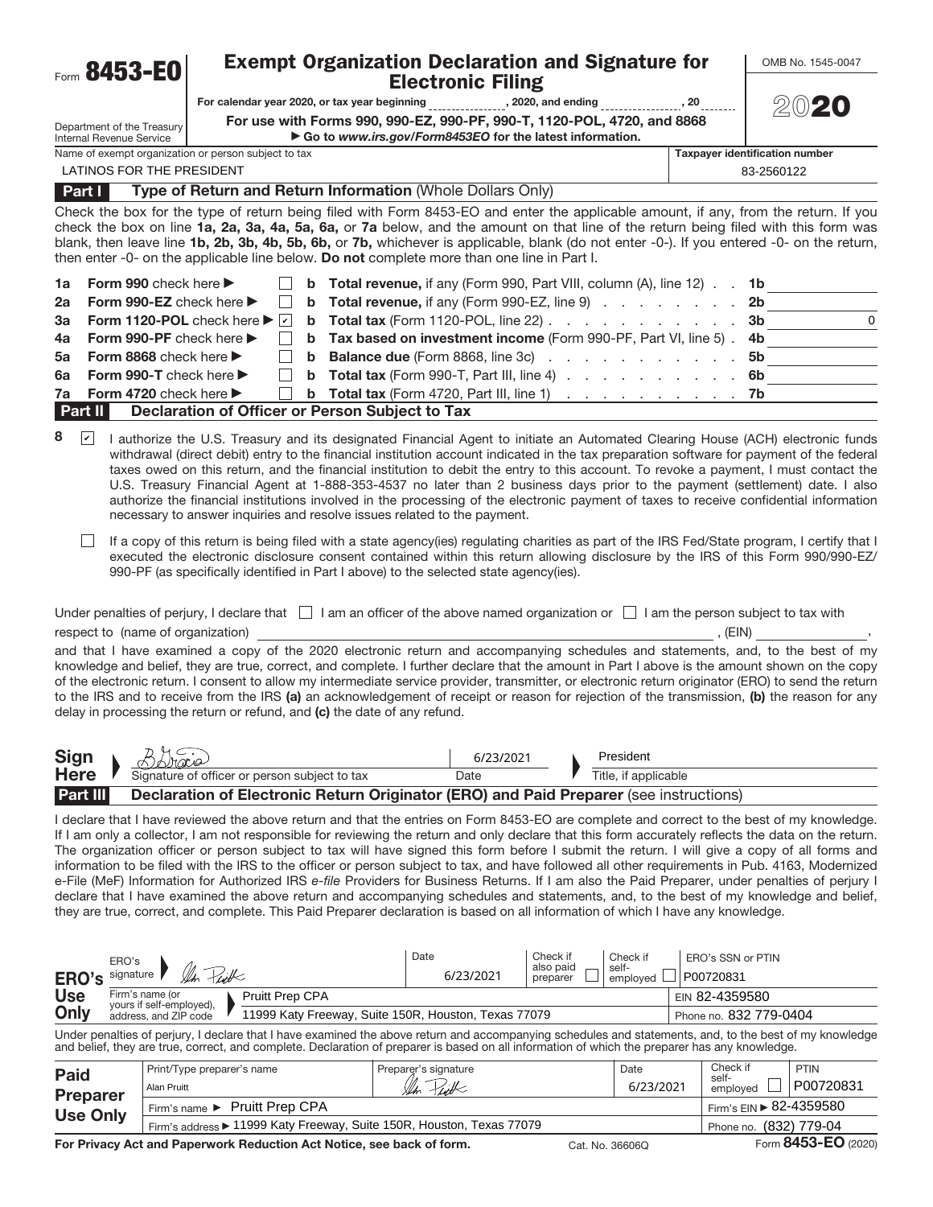Form **8453-EO**

Department of the Treasury
Internal Revenue Service

# Exempt Organization Declaration and Signature for Electronic Filing

For calendar year 2020, or tax year beginning ____________, 2020, and ending ____________, 20____

**For use with Forms 990, 990-EZ, 990-PF, 990-T, 1120-POL, 4720, and 8868**

▶ Go to *www.irs.gov/Form8453EO* for the latest information.

OMB No. 1545-0047

**2020**

| Name of exempt organization or person subject to tax | Taxpayer identification number |
|---|---|
| LATINOS FOR THE PRESIDENT | 83-2560122 |

## Part I — Type of Return and Return Information (Whole Dollars Only)

Check the box for the type of return being filed with Form 8453-EO and enter the applicable amount, if any, from the return. If you check the box on line **1a, 2a, 3a, 4a, 5a, 6a,** or **7a** below, and the amount on that line of the return being filed with this form was blank, then leave line **1b, 2b, 3b, 4b, 5b, 6b,** or **7b,** whichever is applicable, blank (do not enter -0-). If you entered -0- on the return, then enter -0- on the applicable line below. **Do not** complete more than one line in Part I.

| | | | | | |
|---|---|---|---|---|---|
| **1a** | **Form 990** check here ▶ ☐ | **b** | **Total revenue,** if any (Form 990, Part VIII, column (A), line 12) | **1b** | |
| **2a** | **Form 990-EZ** check here ▶ ☐ | **b** | **Total revenue,** if any (Form 990-EZ, line 9) | **2b** | |
| **3a** | **Form 1120-POL** check here ▶ ☑ | **b** | **Total tax** (Form 1120-POL, line 22) | **3b** | 0 |
| **4a** | **Form 990-PF** check here ▶ ☐ | **b** | **Tax based on investment income** (Form 990-PF, Part VI, line 5) | **4b** | |
| **5a** | **Form 8868** check here ▶ ☐ | **b** | **Balance due** (Form 8868, line 3c) | **5b** | |
| **6a** | **Form 990-T** check here ▶ ☐ | **b** | **Total tax** (Form 990-T, Part III, line 4) | **6b** | |
| **7a** | **Form 4720** check here ▶ ☐ | **b** | **Total tax** (Form 4720, Part III, line 1) | **7b** | |

## Part II — Declaration of Officer or Person Subject to Tax

**8** ☑ I authorize the U.S. Treasury and its designated Financial Agent to initiate an Automated Clearing House (ACH) electronic funds withdrawal (direct debit) entry to the financial institution account indicated in the tax preparation software for payment of the federal taxes owed on this return, and the financial institution to debit the entry to this account. To revoke a payment, I must contact the U.S. Treasury Financial Agent at 1-888-353-4537 no later than 2 business days prior to the payment (settlement) date. I also authorize the financial institutions involved in the processing of the electronic payment of taxes to receive confidential information necessary to answer inquiries and resolve issues related to the payment.

☐ If a copy of this return is being filed with a state agency(ies) regulating charities as part of the IRS Fed/State program, I certify that I executed the electronic disclosure consent contained within this return allowing disclosure by the IRS of this Form 990/990-EZ/990-PF (as specifically identified in Part I above) to the selected state agency(ies).

Under penalties of perjury, I declare that ☐ I am an officer of the above named organization or ☐ I am the person subject to tax with respect to (name of organization) ________________________, (EIN) ____________,

and that I have examined a copy of the 2020 electronic return and accompanying schedules and statements, and, to the best of my knowledge and belief, they are true, correct, and complete. I further declare that the amount in Part I above is the amount shown on the copy of the electronic return. I consent to allow my intermediate service provider, transmitter, or electronic return originator (ERO) to send the return to the IRS and to receive from the IRS **(a)** an acknowledgement of receipt or reason for rejection of the transmission, **(b)** the reason for any delay in processing the return or refund, and **(c)** the date of any refund.

| **Sign Here** | Signature of officer or person subject to tax | Date | Title, if applicable |
|---|---|---|---|
| | B Gracia | 6/23/2021 | President |

## Part III — Declaration of Electronic Return Originator (ERO) and Paid Preparer (see instructions)

I declare that I have reviewed the above return and that the entries on Form 8453-EO are complete and correct to the best of my knowledge. If I am only a collector, I am not responsible for reviewing the return and only declare that this form accurately reflects the data on the return. The organization officer or person subject to tax will have signed this form before I submit the return. I will give a copy of all forms and information to be filed with the IRS to the officer or person subject to tax, and have followed all other requirements in Pub. 4163, Modernized e-File (MeF) Information for Authorized IRS *e-file* Providers for Business Returns. If I am also the Paid Preparer, under penalties of perjury I declare that I have examined the above return and accompanying schedules and statements, and, to the best of my knowledge and belief, they are true, correct, and complete. This Paid Preparer declaration is based on all information of which I have any knowledge.

| **ERO's Use Only** | | | | | |
|---|---|---|---|---|---|
| ERO's signature | Alan Pruitt | Date 6/23/2021 | Check if also paid preparer ☐ | Check if self-employed ☐ | ERO's SSN or PTIN P00720831 |
| Firm's name (or yours if self-employed), address, and ZIP code | Pruitt Prep CPA | | | | EIN 82-4359580 |
| | 11999 Katy Freeway, Suite 150R, Houston, Texas 77079 | | | | Phone no. 832 779-0404 |

Under penalties of perjury, I declare that I have examined the above return and accompanying schedules and statements, and, to the best of my knowledge and belief, they are true, correct, and complete. Declaration of preparer is based on all information of which the preparer has any knowledge.

| **Paid Preparer Use Only** | | | | | |
|---|---|---|---|---|---|
| Print/Type preparer's name | Preparer's signature | Date | Check if self-employed | PTIN | |
| Alan Pruitt | Alan Pruitt | 6/23/2021 | ☐ | P00720831 | |
| Firm's name ▶ Pruitt Prep CPA | | | Firm's EIN ▶ 82-4359580 | | |
| Firm's address ▶ 11999 Katy Freeway, Suite 150R, Houston, Texas 77079 | | | Phone no. (832) 779-04 | | |

**For Privacy Act and Paperwork Reduction Act Notice, see back of form.** Cat. No. 36606Q Form **8453-EO** (2020)